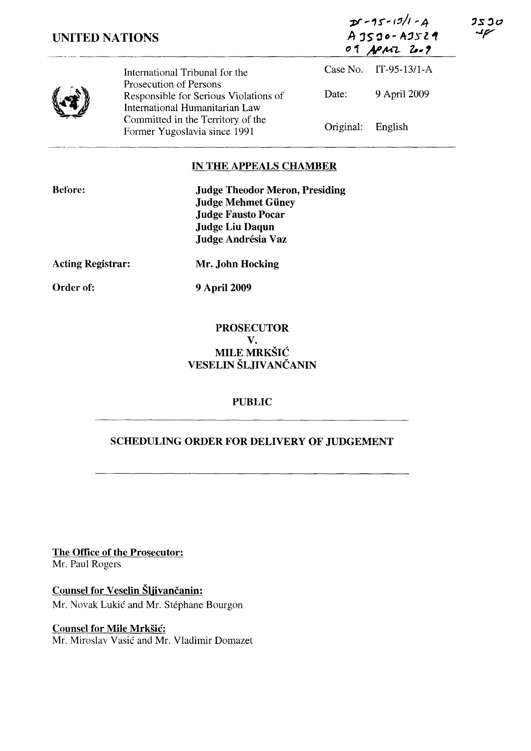**UNITED NATIONS**

IT-95-13/1-A
A 2530 - A 2529
09 APRIL 2009

2530

| | | |
|---|---|---|
| International Tribunal for the Prosecution of Persons Responsible for Serious Violations of International Humanitarian Law Committed in the Territory of the Former Yugoslavia since 1991 | Case No. | IT-95-13/1-A |
| | Date: | 9 April 2009 |
| | Original: | English |

## IN THE APPEALS CHAMBER

**Before:**

**Judge Theodor Meron, Presiding**
**Judge Mehmet Güney**
**Judge Fausto Pocar**
**Judge Liu Daqun**
**Judge Andrésia Vaz**

**Acting Registrar:** **Mr. John Hocking**

**Order of:** **9 April 2009**

**PROSECUTOR**
**V.**
**MILE MRKŠIĆ**
**VESELIN ŠLJIVANČANIN**

**PUBLIC**

## SCHEDULING ORDER FOR DELIVERY OF JUDGEMENT

**The Office of the Prosecutor:**
Mr. Paul Rogers

**Counsel for Veselin Šljivančanin:**
Mr. Novak Lukić and Mr. Stéphane Bourgon

**Counsel for Mile Mrkšić:**
Mr. Miroslav Vasić and Mr. Vladimir Domazet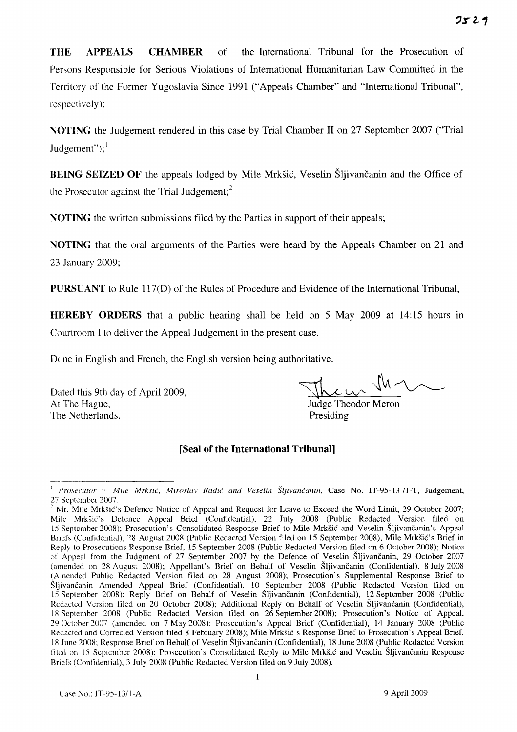**THE APPEALS CHAMBER** of the International Tribunal for the Prosecution of Persons Responsible for Serious Violations of International Humanitarian Law Committed in the Territory of the Former Yugoslavia Since 1991 ("Appeals Chamber" and "International Tribunal", respectively);

**NOTING** the Judgement rendered in this case by Trial Chamber II on 27 September 2007 ("Trial Judgement");[1]

**BEING SEIZED OF** the appeals lodged by Mile Mrkšić, Veselin Šljivančanin and the Office of the Prosecutor against the Trial Judgement;[2]

**NOTING** the written submissions filed by the Parties in support of their appeals;

**NOTING** that the oral arguments of the Parties were heard by the Appeals Chamber on 21 and 23 January 2009;

**PURSUANT** to Rule 117(D) of the Rules of Procedure and Evidence of the International Tribunal,

**HEREBY ORDERS** that a public hearing shall be held on 5 May 2009 at 14:15 hours in Courtroom I to deliver the Appeal Judgement in the present case.

Done in English and French, the English version being authoritative.

Dated this 9th day of April 2009,
At The Hague,
The Netherlands.

Judge Theodor Meron
Presiding

**[Seal of the International Tribunal]**

---

[1] *Prosecutor v. Mile Mrkšić, Miroslav Radić and Veselin Šljivančanin*, Case No. IT-95-13-/1-T, Judgement, 27 September 2007.

[2] Mr. Mile Mrkšić's Defence Notice of Appeal and Request for Leave to Exceed the Word Limit, 29 October 2007; Mile Mrkšić's Defence Appeal Brief (Confidential), 22 July 2008 (Public Redacted Version filed on 15 September 2008); Prosecution's Consolidated Response Brief to Mile Mrkšić and Veselin Šljivančanin's Appeal Briefs (Confidential), 28 August 2008 (Public Redacted Version filed on 15 September 2008); Mile Mrkšić's Brief in Reply to Prosecutions Response Brief, 15 September 2008 (Public Redacted Version filed on 6 October 2008); Notice of Appeal from the Judgment of 27 September 2007 by the Defence of Veselin Šljivančanin, 29 October 2007 (amended on 28 August 2008); Appellant's Brief on Behalf of Veselin Šljivančanin (Confidential), 8 July 2008 (Amended Public Redacted Version filed on 28 August 2008); Prosecution's Supplemental Response Brief to Šljivančanin Amended Appeal Brief (Confidential), 10 September 2008 (Public Redacted Version filed on 15 September 2008); Reply Brief on Behalf of Veselin Šljivančanin (Confidential), 12 September 2008 (Public Redacted Version filed on 20 October 2008); Additional Reply on Behalf of Veselin Šljivančanin (Confidential), 18 September 2008 (Public Redacted Version filed on 26 September 2008); Prosecution's Notice of Appeal, 29 October 2007 (amended on 7 May 2008); Prosecution's Appeal Brief (Confidential), 14 January 2008 (Public Redacted and Corrected Version filed 8 February 2008); Mile Mrkšić's Response Brief to Prosecution's Appeal Brief, 18 June 2008; Response Brief on Behalf of Veselin Šljivančanin (Confidential), 18 June 2008 (Public Redacted Version filed on 15 September 2008); Prosecution's Consolidated Reply to Mile Mrkšić and Veselin Šljivančanin Response Briefs (Confidential), 3 July 2008 (Public Redacted Version filed on 9 July 2008).